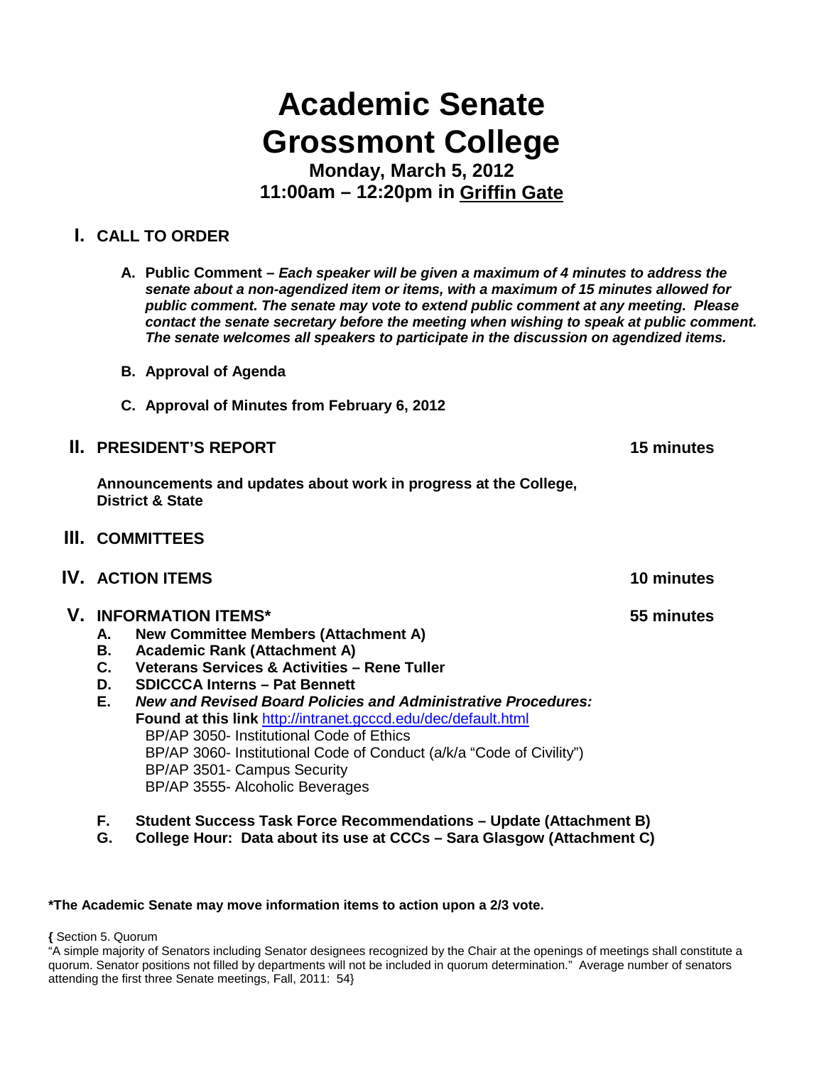# Academic Senate
# Grossmont College

**Monday, March 5, 2012**
**11:00am – 12:20pm in Griffin Gate**

## I. CALL TO ORDER

A. **Public Comment** – ***Each speaker will be given a maximum of 4 minutes to address the senate about a non-agendized item or items, with a maximum of 15 minutes allowed for public comment. The senate may vote to extend public comment at any meeting. Please contact the senate secretary before the meeting when wishing to speak at public comment. The senate welcomes all speakers to participate in the discussion on agendized items.***

B. **Approval of Agenda**

C. **Approval of Minutes from February 6, 2012**

## II. PRESIDENT'S REPORT — 15 minutes

**Announcements and updates about work in progress at the College, District & State**

## III. COMMITTEES

## IV. ACTION ITEMS — 10 minutes

## V. INFORMATION ITEMS* — 55 minutes

A. **New Committee Members (Attachment A)**
B. **Academic Rank (Attachment A)**
C. **Veterans Services & Activities – Rene Tuller**
D. **SDICCCA Interns – Pat Bennett**
E. ***New and Revised Board Policies and Administrative Procedures:***
**Found at this link** http://intranet.gcccd.edu/dec/default.html
   - BP/AP 3050- Institutional Code of Ethics
   - BP/AP 3060- Institutional Code of Conduct (a/k/a "Code of Civility")
   - BP/AP 3501- Campus Security
   - BP/AP 3555- Alcoholic Beverages

F. **Student Success Task Force Recommendations – Update (Attachment B)**
G. **College Hour: Data about its use at CCCs – Sara Glasgow (Attachment C)**

**\*The Academic Senate may move information items to action upon a 2/3 vote.**

{ Section 5. Quorum
"A simple majority of Senators including Senator designees recognized by the Chair at the openings of meetings shall constitute a quorum. Senator positions not filled by departments will not be included in quorum determination." Average number of senators attending the first three Senate meetings, Fall, 2011: 54}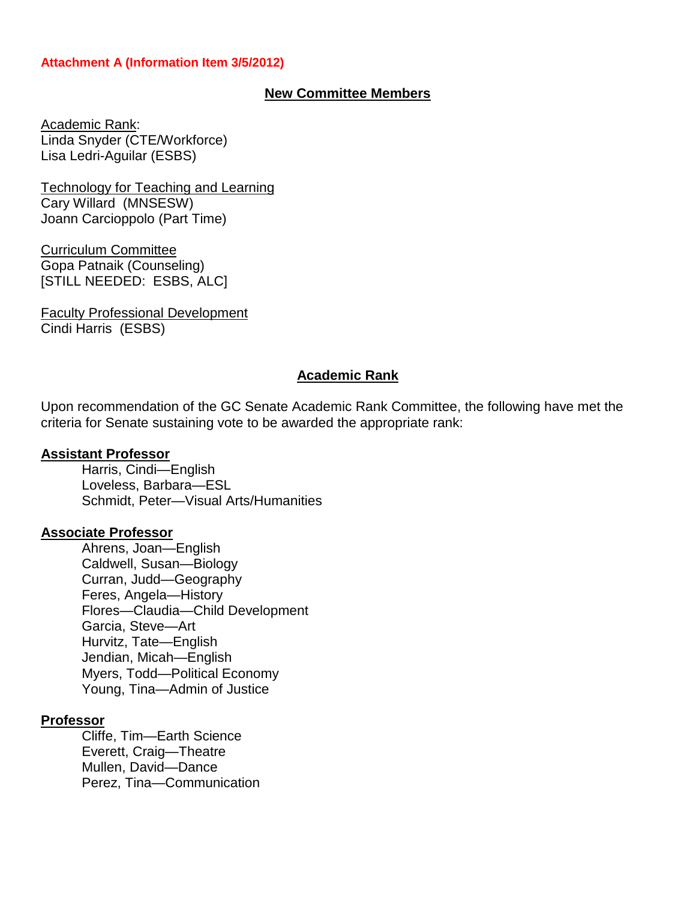**Attachment A (Information Item 3/5/2012)**

## New Committee Members

Academic Rank:
Linda Snyder (CTE/Workforce)
Lisa Ledri-Aguilar (ESBS)

Technology for Teaching and Learning
Cary Willard (MNSESW)
Joann Carcioppolo (Part Time)

Curriculum Committee
Gopa Patnaik (Counseling)
[STILL NEEDED: ESBS, ALC]

Faculty Professional Development
Cindi Harris (ESBS)

## Academic Rank

Upon recommendation of the GC Senate Academic Rank Committee, the following have met the criteria for Senate sustaining vote to be awarded the appropriate rank:

### Assistant Professor

Harris, Cindi—English
Loveless, Barbara—ESL
Schmidt, Peter—Visual Arts/Humanities

### Associate Professor

Ahrens, Joan—English
Caldwell, Susan—Biology
Curran, Judd—Geography
Feres, Angela—History
Flores—Claudia—Child Development
Garcia, Steve—Art
Hurvitz, Tate—English
Jendian, Micah—English
Myers, Todd—Political Economy
Young, Tina—Admin of Justice

### Professor

Cliffe, Tim—Earth Science
Everett, Craig—Theatre
Mullen, David—Dance
Perez, Tina—Communication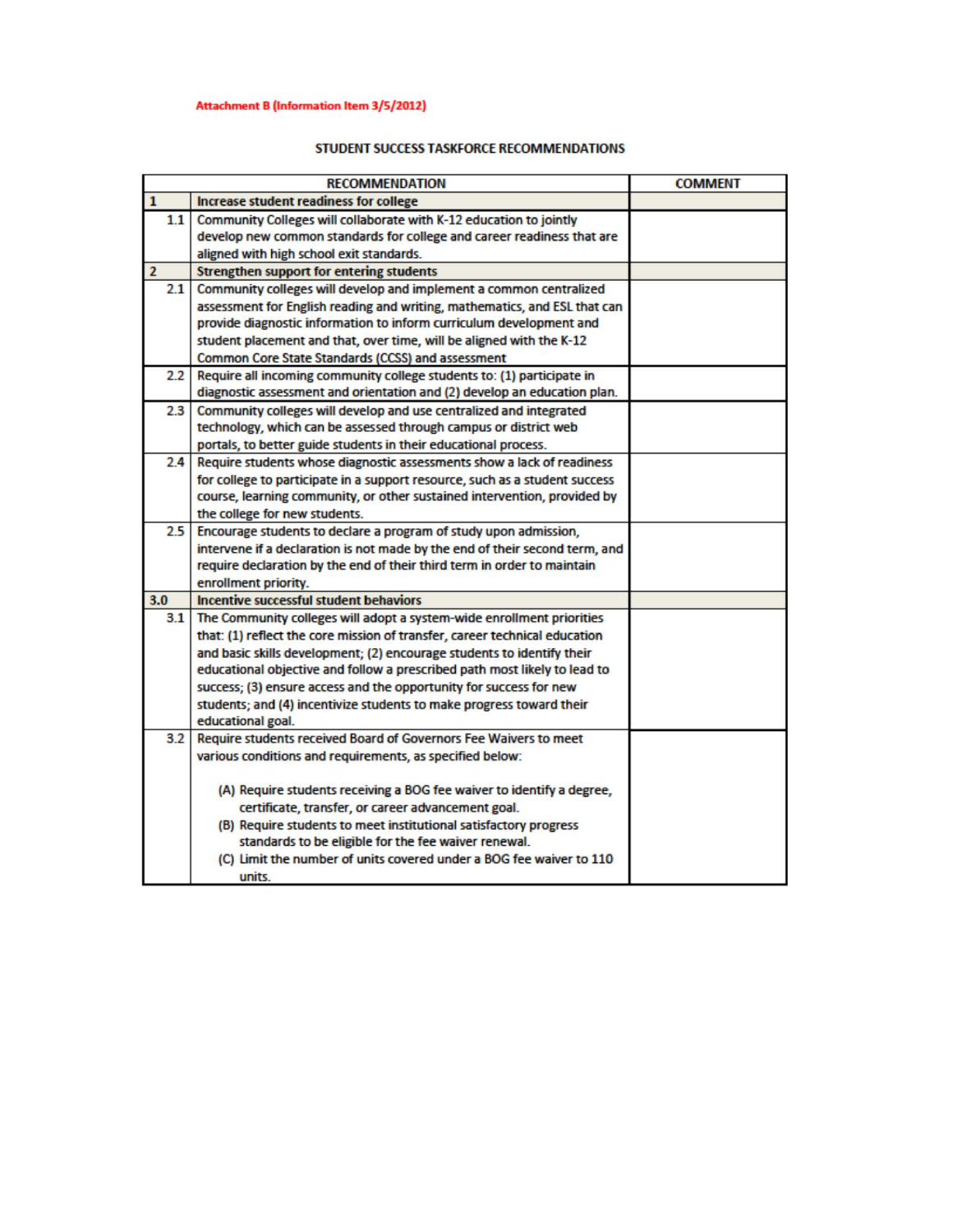Attachment B (Information Item 3/5/2012)

## STUDENT SUCCESS TASKFORCE RECOMMENDATIONS

| RECOMMENDATION | | COMMENT |
|---|---|---|
| **1** | **Increase student readiness for college** | |
| 1.1 | Community Colleges will collaborate with K-12 education to jointly develop new common standards for college and career readiness that are aligned with high school exit standards. | |
| **2** | **Strengthen support for entering students** | |
| 2.1 | Community colleges will develop and implement a common centralized assessment for English reading and writing, mathematics, and ESL that can provide diagnostic information to inform curriculum development and student placement and that, over time, will be aligned with the K-12 Common Core State Standards (CCSS) and assessment | |
| 2.2 | Require all incoming community college students to: (1) participate in diagnostic assessment and orientation and (2) develop an education plan. | |
| 2.3 | Community colleges will develop and use centralized and integrated technology, which can be assessed through campus or district web portals, to better guide students in their educational process. | |
| 2.4 | Require students whose diagnostic assessments show a lack of readiness for college to participate in a support resource, such as a student success course, learning community, or other sustained intervention, provided by the college for new students. | |
| 2.5 | Encourage students to declare a program of study upon admission, intervene if a declaration is not made by the end of their second term, and require declaration by the end of their third term in order to maintain enrollment priority. | |
| **3.0** | **Incentive successful student behaviors** | |
| 3.1 | The Community colleges will adopt a system-wide enrollment priorities that: (1) reflect the core mission of transfer, career technical education and basic skills development; (2) encourage students to identify their educational objective and follow a prescribed path most likely to lead to success; (3) ensure access and the opportunity for success for new students; and (4) incentivize students to make progress toward their educational goal. | |
| 3.2 | Require students received Board of Governors Fee Waivers to meet various conditions and requirements, as specified below:<br><br>(A) Require students receiving a BOG fee waiver to identify a degree, certificate, transfer, or career advancement goal.<br>(B) Require students to meet institutional satisfactory progress standards to be eligible for the fee waiver renewal.<br>(C) Limit the number of units covered under a BOG fee waiver to 110 units. | |